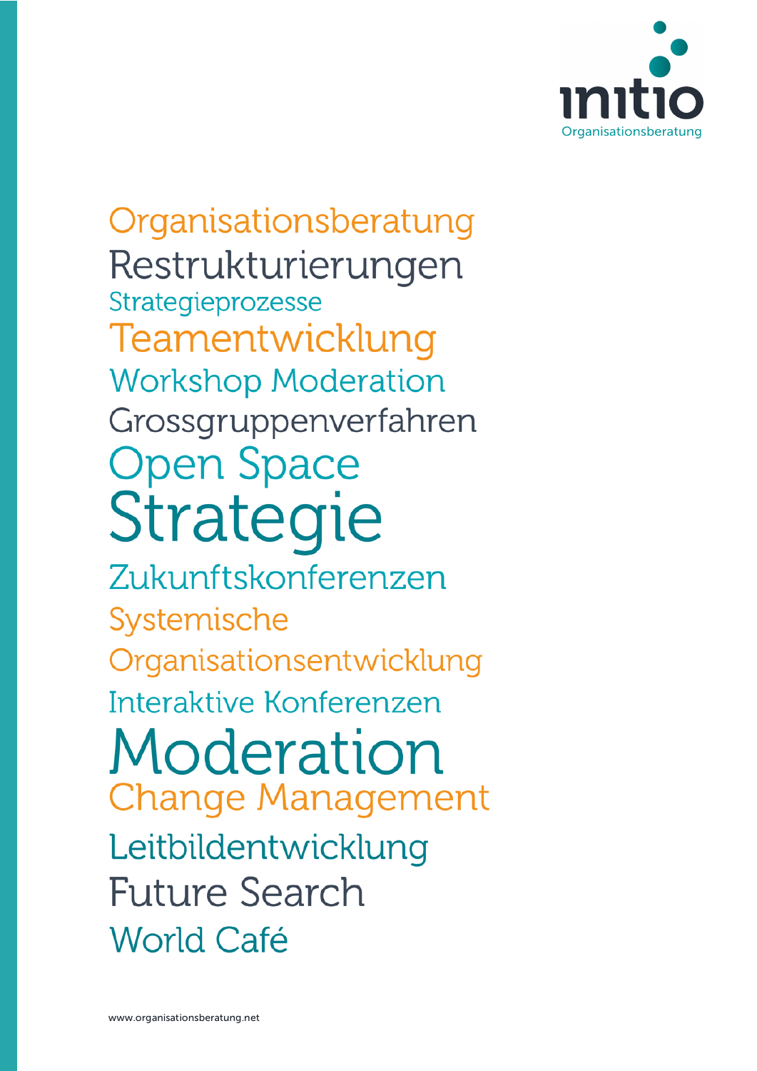initio
Organisationsberatung

Organisationsberatung
Restrukturierungen
Strategieprozesse
Teamentwicklung
Workshop Moderation
Grossgruppenverfahren
Open Space
Strategie
Zukunftskonferenzen
Systemische
Organisationsentwicklung
Interaktive Konferenzen
Moderation
Change Management
Leitbildentwicklung
Future Search
World Café

www.organisationsberatung.net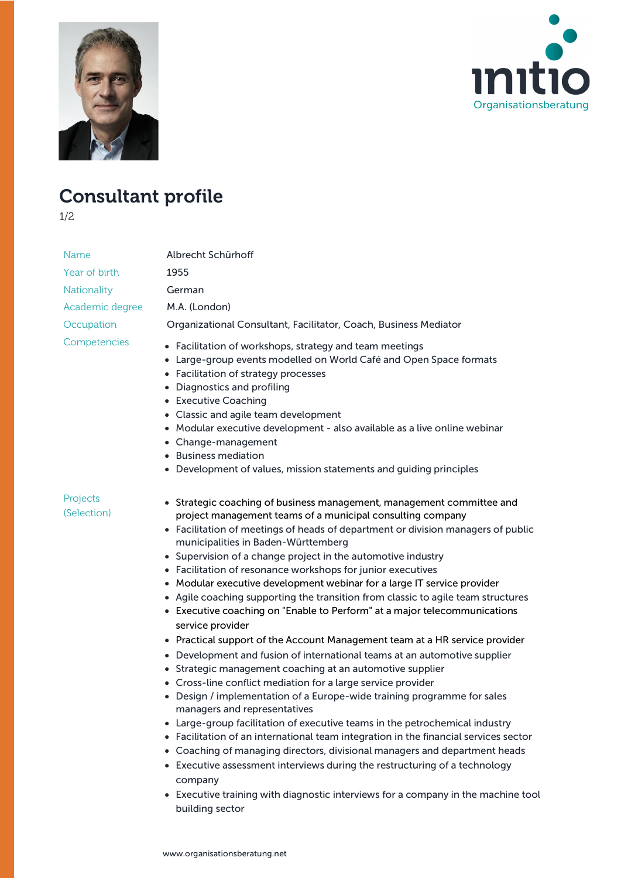# Consultant profile

1/2

| | |
|---|---|
| Name | Albrecht Schürhoff |
| Year of birth | 1955 |
| Nationality | German |
| Academic degree | M.A. (London) |
| Occupation | Organizational Consultant, Facilitator, Coach, Business Mediator |

**Competencies**

- Facilitation of workshops, strategy and team meetings
- Large-group events modelled on World Café and Open Space formats
- Facilitation of strategy processes
- Diagnostics and profiling
- Executive Coaching
- Classic and agile team development
- Modular executive development - also available as a live online webinar
- Change-management
- Business mediation
- Development of values, mission statements and guiding principles

**Projects (Selection)**

- Strategic coaching of business management, management committee and project management teams of a municipal consulting company
- Facilitation of meetings of heads of department or division managers of public municipalities in Baden-Württemberg
- Supervision of a change project in the automotive industry
- Facilitation of resonance workshops for junior executives
- Modular executive development webinar for a large IT service provider
- Agile coaching supporting the transition from classic to agile team structures
- Executive coaching on "Enable to Perform" at a major telecommunications service provider
- Practical support of the Account Management team at a HR service provider
- Development and fusion of international teams at an automotive supplier
- Strategic management coaching at an automotive supplier
- Cross-line conflict mediation for a large service provider
- Design / implementation of a Europe-wide training programme for sales managers and representatives
- Large-group facilitation of executive teams in the petrochemical industry
- Facilitation of an international team integration in the financial services sector
- Coaching of managing directors, divisional managers and department heads
- Executive assessment interviews during the restructuring of a technology company
- Executive training with diagnostic interviews for a company in the machine tool building sector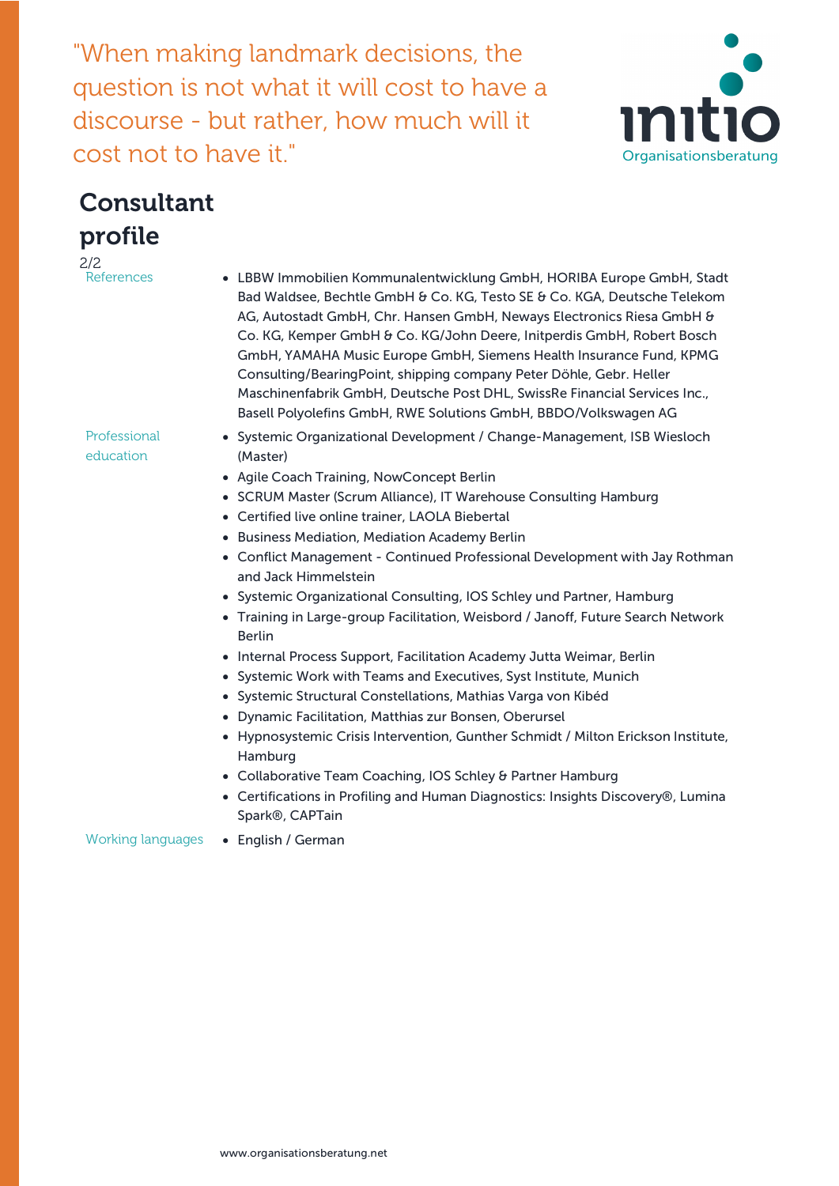"When making landmark decisions, the question is not what it will cost to have a discourse - but rather, how much will it cost not to have it."

initio Organisationsberatung

# Consultant profile

2/2

**References**

- LBBW Immobilien Kommunalentwicklung GmbH, HORIBA Europe GmbH, Stadt Bad Waldsee, Bechtle GmbH & Co. KG, Testo SE & Co. KGA, Deutsche Telekom AG, Autostadt GmbH, Chr. Hansen GmbH, Neways Electronics Riesa GmbH & Co. KG, Kemper GmbH & Co. KG/John Deere, Initperdis GmbH, Robert Bosch GmbH, YAMAHA Music Europe GmbH, Siemens Health Insurance Fund, KPMG Consulting/BearingPoint, shipping company Peter Döhle, Gebr. Heller Maschinenfabrik GmbH, Deutsche Post DHL, SwissRe Financial Services Inc., Basell Polyolefins GmbH, RWE Solutions GmbH, BBDO/Volkswagen AG

**Professional education**

- Systemic Organizational Development / Change-Management, ISB Wiesloch (Master)
- Agile Coach Training, NowConcept Berlin
- SCRUM Master (Scrum Alliance), IT Warehouse Consulting Hamburg
- Certified live online trainer, LAOLA Biebertal
- Business Mediation, Mediation Academy Berlin
- Conflict Management - Continued Professional Development with Jay Rothman and Jack Himmelstein
- Systemic Organizational Consulting, IOS Schley und Partner, Hamburg
- Training in Large-group Facilitation, Weisbord / Janoff, Future Search Network Berlin
- Internal Process Support, Facilitation Academy Jutta Weimar, Berlin
- Systemic Work with Teams and Executives, Syst Institute, Munich
- Systemic Structural Constellations, Mathias Varga von Kibéd
- Dynamic Facilitation, Matthias zur Bonsen, Oberursel
- Hypnosystemic Crisis Intervention, Gunther Schmidt / Milton Erickson Institute, Hamburg
- Collaborative Team Coaching, IOS Schley & Partner Hamburg
- Certifications in Profiling and Human Diagnostics: Insights Discovery®, Lumina Spark®, CAPTain

**Working languages**

- English / German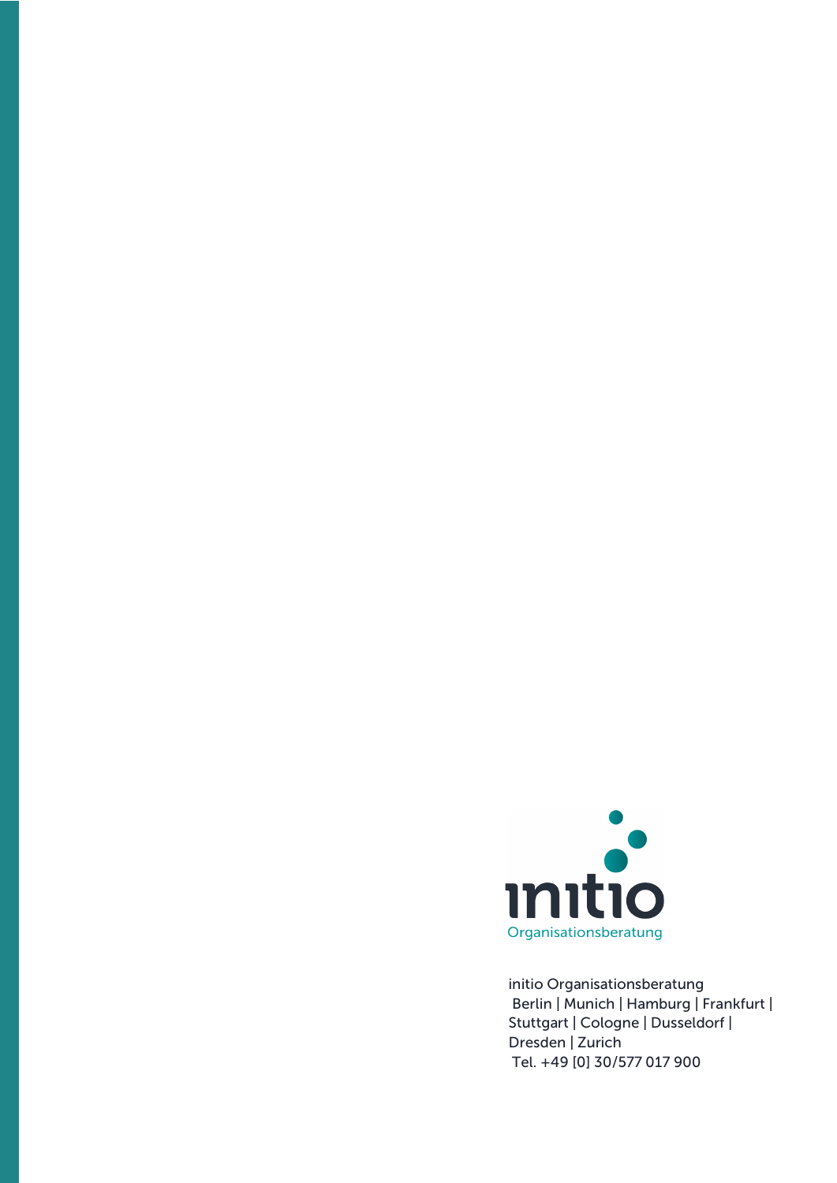initio

Organisationsberatung

initio Organisationsberatung
Berlin | Munich | Hamburg | Frankfurt |
Stuttgart | Cologne | Dusseldorf |
Dresden | Zurich
Tel. +49 [0] 30/577 017 900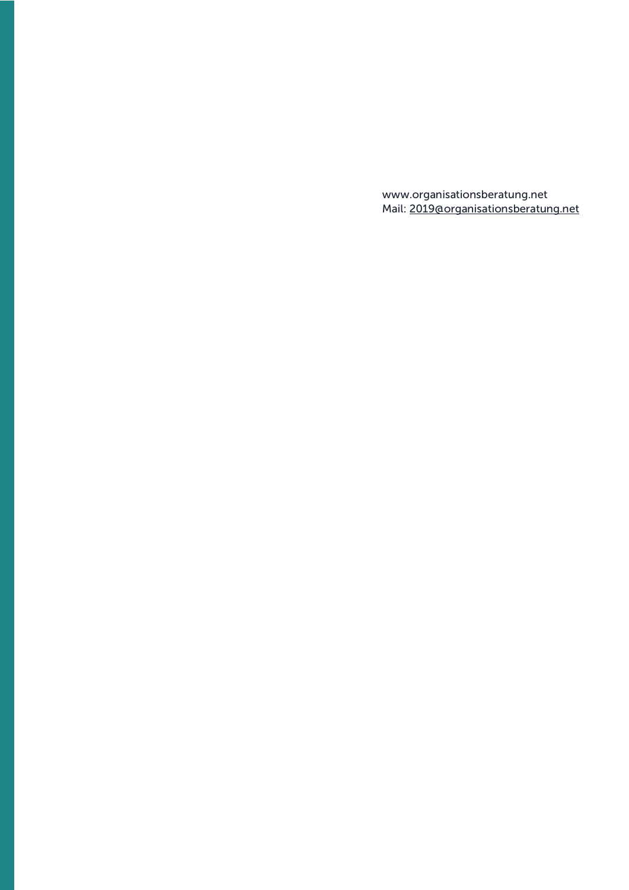www.organisationsberatung.net
Mail: 2019@organisationsberatung.net